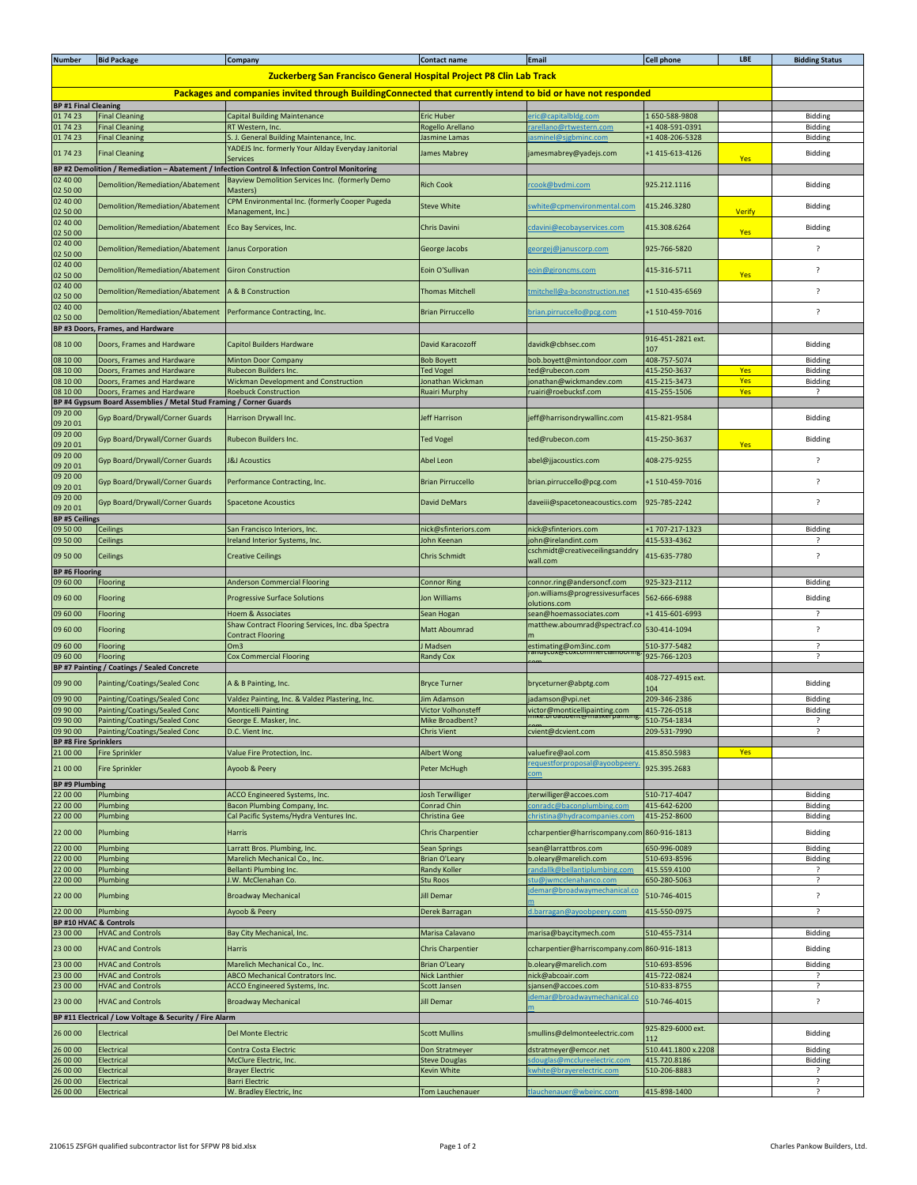| Number | Bid Package | Company | Contact name | Email | Cell phone | LBE | Bidding Status |
|---|---|---|---|---|---|---|---|
| **Zuckerberg San Francisco General Hospital Project P8 Clin Lab Track** | | | | | | | |
| **Packages and companies invited through BuildingConnected that currently intend to bid or have not responded** | | | | | | | |
| **BP #1 Final Cleaning** | | | | | | | |
| 01 74 23 | Final Cleaning | Capital Building Maintenance | Eric Huber | eric@capitalbldg.com | 1 650-588-9808 | | Bidding |
| 01 74 23 | Final Cleaning | RT Western, Inc. | Rogelio Arellano | rarellano@rtwestern.com | +1 408-591-0391 | | Bidding |
| 01 74 23 | Final Cleaning | S. J. General Building Maintenance, Inc. | Jasmine Lamas | jasminel@sjgbminc.com | +1 408-206-5328 | | Bidding |
| 01 74 23 | Final Cleaning | YADEJS Inc. formerly Your Allday Everyday Janitorial Services | James Mabrey | jamesmabrey@yadejs.com | +1 415-613-4126 | Yes | Bidding |
| **BP #2 Demolition / Remediation – Abatement / Infection Control & Infection Control Monitoring** | | | | | | | |
| 02 40 00 02 50 00 | Demolition/Remediation/Abatement | Bayview Demolition Services Inc. (formerly Demo Masters) | Rich Cook | rcook@bvdmi.com | 925.212.1116 | | Bidding |
| 02 40 00 02 50 00 | Demolition/Remediation/Abatement | CPM Environmental Inc. (formerly Cooper Pugeda Management, Inc.) | Steve White | swhite@cpmenvironmental.com | 415.246.3280 | Verify | Bidding |
| 02 40 00 02 50 00 | Demolition/Remediation/Abatement | Eco Bay Services, Inc. | Chris Davini | cdavini@ecobayservices.com | 415.308.6264 | Yes | Bidding |
| 02 40 00 02 50 00 | Demolition/Remediation/Abatement | Janus Corporation | George Jacobs | georgej@januscorp.com | 925-766-5820 | | ? |
| 02 40 00 02 50 00 | Demolition/Remediation/Abatement | Giron Construction | Eoin O'Sullivan | eoin@gironcms.com | 415-316-5711 | Yes | ? |
| 02 40 00 02 50 00 | Demolition/Remediation/Abatement | A & B Construction | Thomas Mitchell | tmitchell@a-bconstruction.net | +1 510-435-6569 | | ? |
| 02 40 00 02 50 00 | Demolition/Remediation/Abatement | Performance Contracting, Inc. | Brian Pirruccello | brian.pirruccello@pcg.com | +1 510-459-7016 | | ? |
| **BP #3 Doors, Frames, and Hardware** | | | | | | | |
| 08 10 00 | Doors, Frames and Hardware | Capitol Builders Hardware | David Karacozoff | davidk@cbhsec.com | 916-451-2821 ext. 107 | | Bidding |
| 08 10 00 | Doors, Frames and Hardware | Minton Door Company | Bob Boyett | bob.boyett@mintondoor.com | 408-757-5074 | | Bidding |
| 08 10 00 | Doors, Frames and Hardware | Rubecon Builders Inc. | Ted Vogel | ted@rubecon.com | 415-250-3637 | Yes | Bidding |
| 08 10 00 | Doors, Frames and Hardware | Wickman Development and Construction | Jonathan Wickman | jonathan@wickmandev.com | 415-215-3473 | Yes | Bidding |
| 08 10 00 | Doors, Frames and Hardware | Roebuck Construction | Ruairi Murphy | ruairi@roebucksf.com | 415-255-1506 | Yes | ? |
| **BP #4 Gypsum Board Assemblies / Metal Stud Framing / Corner Guards** | | | | | | | |
| 09 20 00 09 20 01 | Gyp Board/Drywall/Corner Guards | Harrison Drywall Inc. | Jeff Harrison | jeff@harrisondrywallinc.com | 415-821-9584 | | Bidding |
| 09 20 00 09 20 01 | Gyp Board/Drywall/Corner Guards | Rubecon Builders Inc. | Ted Vogel | ted@rubecon.com | 415-250-3637 | Yes | Bidding |
| 09 20 00 09 20 01 | Gyp Board/Drywall/Corner Guards | J&J Acoustics | Abel Leon | abel@jjacoustics.com | 408-275-9255 | | ? |
| 09 20 00 09 20 01 | Gyp Board/Drywall/Corner Guards | Performance Contracting, Inc. | Brian Pirruccello | brian.pirruccello@pcg.com | +1 510-459-7016 | | ? |
| 09 20 00 09 20 01 | Gyp Board/Drywall/Corner Guards | Spacetone Acoustics | David DeMars | daveiii@spacetoneacoustics.com | 925-785-2242 | | ? |
| **BP #5 Ceilings** | | | | | | | |
| 09 50 00 | Ceilings | San Francisco Interiors, Inc. | nick@sfinteriors.com | nick@sfinteriors.com | +1 707-217-1323 | | Bidding |
| 09 50 00 | Ceilings | Ireland Interior Systems, Inc. | John Keenan | john@irelandint.com | 415-533-4362 | | ? |
| 09 50 00 | Ceilings | Creative Ceilings | Chris Schmidt | cschmidt@creativeceilingsanddrywall.com | 415-635-7780 | | ? |
| **BP #6 Flooring** | | | | | | | |
| 09 60 00 | Flooring | Anderson Commercial Flooring | Connor Ring | connor.ring@andersoncf.com | 925-323-2112 | | Bidding |
| 09 60 00 | Flooring | Progressive Surface Solutions | Jon Williams | jon.williams@progressivesurfacesolutions.com | 562-666-6988 | | Bidding |
| 09 60 00 | Flooring | Hoem & Associates | Sean Hogan | sean@hoemassociates.com | +1 415-601-6993 | | ? |
| 09 60 00 | Flooring | Shaw Contract Flooring Services, Inc. dba Spectra Contract Flooring | Matt Aboumrad | matthew.aboumrad@spectracf.com | 530-414-1094 | | ? |
| 09 60 00 | Flooring | Om3 | J Madsen | estimating@om3inc.com | 510-377-5482 | | ? |
| 09 60 00 | Flooring | Cox Commercial Flooring | Randy Cox | randycox@coxcommercialflooring.com | 925-766-1203 | | ? |
| **BP #7 Painting / Coatings / Sealed Concrete** | | | | | | | |
| 09 90 00 | Painting/Coatings/Sealed Conc | A & B Painting, Inc. | Bryce Turner | bryceturner@abptg.com | 408-727-4915 ext. 104 | | Bidding |
| 09 90 00 | Painting/Coatings/Sealed Conc | Valdez Painting, Inc. & Valdez Plastering, Inc. | Jim Adamson | jadamson@vpi.net | 209-346-2386 | | Bidding |
| 09 90 00 | Painting/Coatings/Sealed Conc | Monticelli Painting | Victor Volhonsteff | victor@monticellipainting.com | 415-726-0518 | | Bidding |
| 09 90 00 | Painting/Coatings/Sealed Conc | George E. Masker, Inc. | Mike Broadbent? | mike.broadbent@maskerpainting.com | 510-754-1834 | | ? |
| 09 90 00 | Painting/Coatings/Sealed Conc | D.C. Vient Inc. | Chris Vient | cvient@dcvient.com | 209-531-7990 | | ? |
| **BP #8 Fire Sprinklers** | | | | | | | |
| 21 00 00 | Fire Sprinkler | Value Fire Protection, Inc. | Albert Wong | valuefire@aol.com | 415.850.5983 | Yes | |
| 21 00 00 | Fire Sprinkler | Ayoob & Peery | Peter McHugh | requestforproposal@ayoobpeery.com | 925.395.2683 | | |
| **BP #9 Plumbing** | | | | | | | |
| 22 00 00 | Plumbing | ACCO Engineered Systems, Inc. | Josh Terwilliger | jterwilliger@accoes.com | 510-717-4047 | | Bidding |
| 22 00 00 | Plumbing | Bacon Plumbing Company, Inc. | Conrad Chin | conradc@baconplumbing.com | 415-642-6200 | | Bidding |
| 22 00 00 | Plumbing | Cal Pacific Systems/Hydra Ventures Inc. | Christina Gee | christina@hydracompanies.com | 415-252-8600 | | Bidding |
| 22 00 00 | Plumbing | Harris | Chris Charpentier | ccharpentier@harriscompany.com | 860-916-1813 | | Bidding |
| 22 00 00 | Plumbing | Larratt Bros. Plumbing, Inc. | Sean Springs | sean@larrattbros.com | 650-996-0089 | | Bidding |
| 22 00 00 | Plumbing | Marelich Mechanical Co., Inc. | Brian O'Leary | b.oleary@marelich.com | 510-693-8596 | | Bidding |
| 22 00 00 | Plumbing | Bellanti Plumbing Inc. | Randy Koller | randallk@bellantiplumbing.com | 415.559.4100 | | ? |
| 22 00 00 | Plumbing | J.W. McClenahan Co. | Stu Roos | stu@jwmcclenahanco.com | 650-280-5063 | | ? |
| 22 00 00 | Plumbing | Broadway Mechanical | Jill Demar | jdemar@broadwaymechanical.com | 510-746-4015 | | ? |
| 22 00 00 | Plumbing | Ayoob & Peery | Derek Barragan | d.barragan@ayoobpeery.com | 415-550-0975 | | ? |
| **BP #10 HVAC & Controls** | | | | | | | |
| 23 00 00 | HVAC and Controls | Bay City Mechanical, Inc. | Marisa Calavano | marisa@baycitymech.com | 510-455-7314 | | Bidding |
| 23 00 00 | HVAC and Controls | Harris | Chris Charpentier | ccharpentier@harriscompany.com | 860-916-1813 | | Bidding |
| 23 00 00 | HVAC and Controls | Marelich Mechanical Co., Inc. | Brian O'Leary | b.oleary@marelich.com | 510-693-8596 | | Bidding |
| 23 00 00 | HVAC and Controls | ABCO Mechanical Contrators Inc. | Nick Lanthier | nick@abcoair.com | 415-722-0824 | | ? |
| 23 00 00 | HVAC and Controls | ACCO Engineered Systems, Inc. | Scott Jansen | sjansen@accoes.com | 510-833-8755 | | ? |
| 23 00 00 | HVAC and Controls | Broadway Mechanical | Jill Demar | jdemar@broadwaymechanical.com | 510-746-4015 | | ? |
| **BP #11 Electrical / Low Voltage & Security / Fire Alarm** | | | | | | | |
| 26 00 00 | Electrical | Del Monte Electric | Scott Mullins | smullins@delmonteelectric.com | 925-829-6000 ext. 112 | | Bidding |
| 26 00 00 | Electrical | Contra Costa Electric | Don Stratmeyer | dstratmeyer@emcor.net | 510.441.1800 x.2208 | | Bidding |
| 26 00 00 | Electrical | McClure Electric, Inc. | Steve Douglas | sdouglas@mcclureelectric.com | 415.720.8186 | | Bidding |
| 26 00 00 | Electrical | Brayer Electric | Kevin White | kwhite@brayerelectric.com | 510-206-8883 | | ? |
| 26 00 00 | Electrical | Barri Electric | | | | | ? |
| 26 00 00 | Electrical | W. Bradley Electric, Inc | Tom Lauchenauer | tlauchenauer@wbeinc.com | 415-898-1400 | | ? |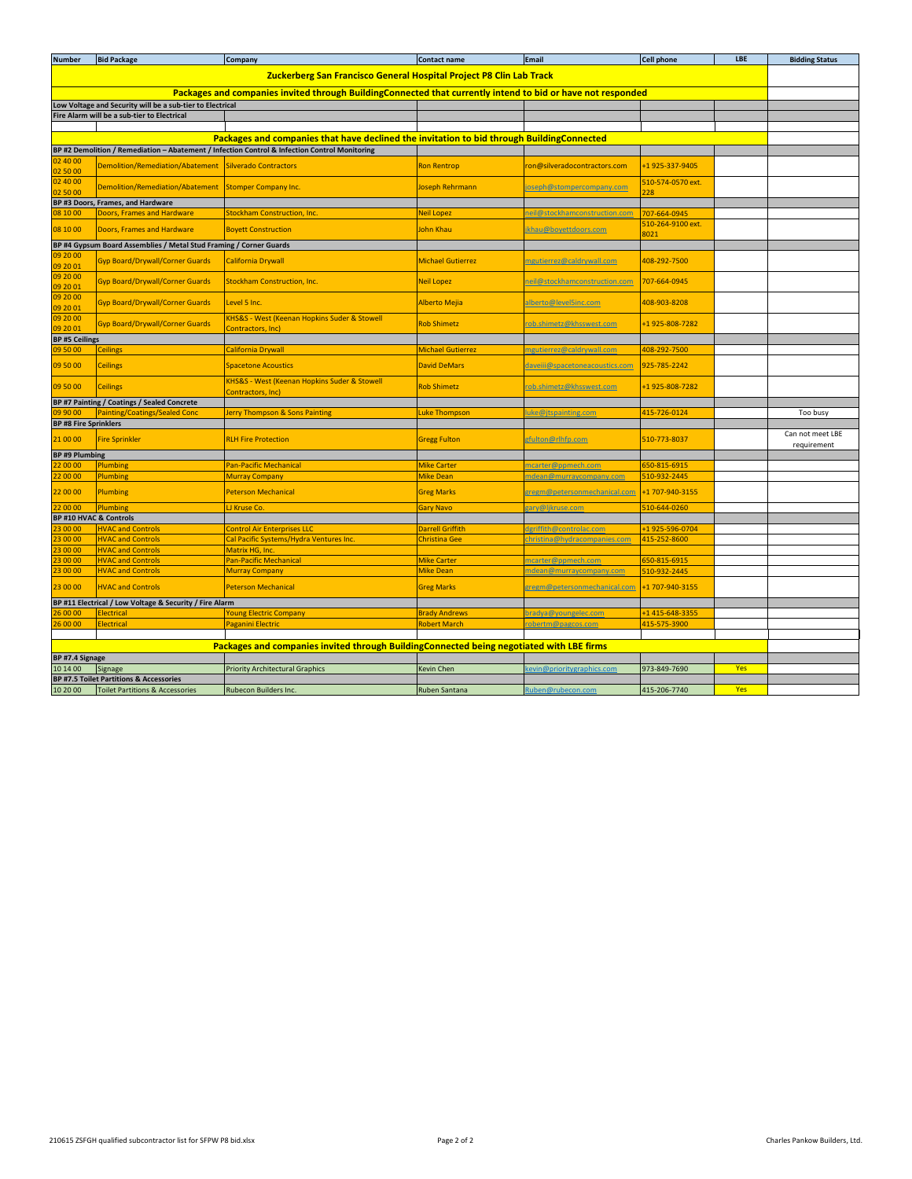| Number | Bid Package | Company | Contact name | Email | Cell phone | LBE | Bidding Status |
|---|---|---|---|---|---|---|---|
| Zuckerberg San Francisco General Hospital Project P8 Clin Lab Track | | | | | | | |
| Packages and companies invited through BuildingConnected that currently intend to bid or have not responded | | | | | | | |
| Low Voltage and Security will be a sub-tier to Electrical | | | | | | | |
| Fire Alarm will be a sub-tier to Electrical | | | | | | | |
| | | | | | | | |
| Packages and companies that have declined the invitation to bid through BuildingConnected | | | | | | | |
| BP #2 Demolition / Remediation – Abatement / Infection Control & Infection Control Monitoring | | | | | | | |
| 02 40 00 02 50 00 | Demolition/Remediation/Abatement | Silverado Contractors | Ron Rentrop | ron@silveradocontractors.com | +1 925-337-9405 | | |
| 02 40 00 02 50 00 | Demolition/Remediation/Abatement | Stomper Company Inc. | Joseph Rehrmann | joseph@stompercompany.com | 510-574-0570 ext. 228 | | |
| BP #3 Doors, Frames, and Hardware | | | | | | | |
| 08 10 00 | Doors, Frames and Hardware | Stockham Construction, Inc. | Neil Lopez | neil@stockhamconstruction.com | 707-664-0945 | | |
| 08 10 00 | Doors, Frames and Hardware | Boyett Construction | John Khau | jkhau@boyettdoors.com | 510-264-9100 ext. 8021 | | |
| BP #4 Gypsum Board Assemblies / Metal Stud Framing / Corner Guards | | | | | | | |
| 09 20 00 09 20 01 | Gyp Board/Drywall/Corner Guards | California Drywall | Michael Gutierrez | mgutierrez@caldrywall.com | 408-292-7500 | | |
| 09 20 00 09 20 01 | Gyp Board/Drywall/Corner Guards | Stockham Construction, Inc. | Neil Lopez | neil@stockhamconstruction.com | 707-664-0945 | | |
| 09 20 00 09 20 01 | Gyp Board/Drywall/Corner Guards | Level 5 Inc. | Alberto Mejia | alberto@level5inc.com | 408-903-8208 | | |
| 09 20 00 09 20 01 | Gyp Board/Drywall/Corner Guards | KHS&S - West (Keenan Hopkins Suder & Stowell Contractors, Inc) | Rob Shimetz | rob.shimetz@khsswest.com | +1 925-808-7282 | | |
| BP #5 Ceilings | | | | | | | |
| 09 50 00 | Ceilings | California Drywall | Michael Gutierrez | mgutierrez@caldrywall.com | 408-292-7500 | | |
| 09 50 00 | Ceilings | Spacetone Acoustics | David DeMars | daveiii@spacetoneacoustics.com | 925-785-2242 | | |
| 09 50 00 | Ceilings | KHS&S - West (Keenan Hopkins Suder & Stowell Contractors, Inc) | Rob Shimetz | rob.shimetz@khsswest.com | +1 925-808-7282 | | |
| BP #7 Painting / Coatings / Sealed Concrete | | | | | | | |
| 09 90 00 | Painting/Coatings/Sealed Conc | Jerry Thompson & Sons Painting | Luke Thompson | luke@jtspainting.com | 415-726-0124 | | Too busy |
| BP #8 Fire Sprinklers | | | | | | | |
| 21 00 00 | Fire Sprinkler | RLH Fire Protection | Gregg Fulton | gfulton@rlhfp.com | 510-773-8037 | | Can not meet LBE requirement |
| BP #9 Plumbing | | | | | | | |
| 22 00 00 | Plumbing | Pan-Pacific Mechanical | Mike Carter | mcarter@ppmech.com | 650-815-6915 | | |
| 22 00 00 | Plumbing | Murray Company | Mike Dean | mdean@murraycompany.com | 510-932-2445 | | |
| 22 00 00 | Plumbing | Peterson Mechanical | Greg Marks | gregm@petersonmechanical.com | +1 707-940-3155 | | |
| 22 00 00 | Plumbing | LJ Kruse Co. | Gary Navo | gary@ljkruse.com | 510-644-0260 | | |
| BP #10 HVAC & Controls | | | | | | | |
| 23 00 00 | HVAC and Controls | Control Air Enterprises LLC | Darrell Griffith | dgriffith@controlac.com | +1 925-596-0704 | | |
| 23 00 00 | HVAC and Controls | Cal Pacific Systems/Hydra Ventures Inc. | Christina Gee | christina@hydracompanies.com | 415-252-8600 | | |
| 23 00 00 | HVAC and Controls | Matrix HG, Inc. | | | | | |
| 23 00 00 | HVAC and Controls | Pan-Pacific Mechanical | Mike Carter | mcarter@ppmech.com | 650-815-6915 | | |
| 23 00 00 | HVAC and Controls | Murray Company | Mike Dean | mdean@murraycompany.com | 510-932-2445 | | |
| 23 00 00 | HVAC and Controls | Peterson Mechanical | Greg Marks | gregm@petersonmechanical.com | +1 707-940-3155 | | |
| BP #11 Electrical / Low Voltage & Security / Fire Alarm | | | | | | | |
| 26 00 00 | Electrical | Young Electric Company | Brady Andrews | bradya@youngelec.com | +1 415-648-3355 | | |
| 26 00 00 | Electrical | Paganini Electric | Robert March | robertm@pagcos.com | 415-575-3900 | | |
| | | | | | | | |
| Packages and companies invited through BuildingConnected being negotiated with LBE firms | | | | | | | |
| BP #7.4 Signage | | | | | | | |
| 10 14 00 | Signage | Priority Architectural Graphics | Kevin Chen | kevin@prioritygraphics.com | 973-849-7690 | Yes | |
| BP #7.5 Toilet Partitions & Accessories | | | | | | | |
| 10 20 00 | Toilet Partitions & Accessories | Rubecon Builders Inc. | Ruben Santana | Ruben@rubecon.com | 415-206-7740 | Yes | |

210615 ZSFGH qualified subcontractor list for SFPW P8 bid.xlsx

Charles Pankow Builders, Ltd.